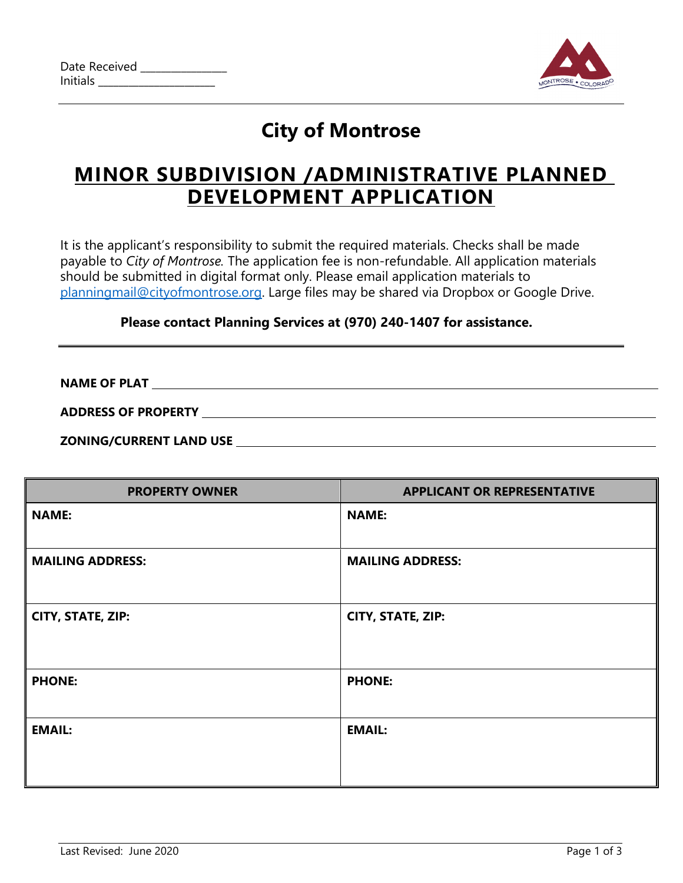Date Received _______________
Initials ____________________

# City of Montrose

## MINOR SUBDIVISION /ADMINISTRATIVE PLANNED DEVELOPMENT APPLICATION

It is the applicant's responsibility to submit the required materials. Checks shall be made payable to *City of Montrose.* The application fee is non-refundable. All application materials should be submitted in digital format only. Please email application materials to planningmail@cityofmontrose.org. Large files may be shared via Dropbox or Google Drive.

**Please contact Planning Services at (970) 240-1407 for assistance.**

**NAME OF PLAT** ____________________________________________

**ADDRESS OF PROPERTY** ____________________________________________

**ZONING/CURRENT LAND USE** ____________________________________________

| PROPERTY OWNER | APPLICANT OR REPRESENTATIVE |
|---|---|
| **NAME:** | **NAME:** |
| **MAILING ADDRESS:** | **MAILING ADDRESS:** |
| **CITY, STATE, ZIP:** | **CITY, STATE, ZIP:** |
| **PHONE:** | **PHONE:** |
| **EMAIL:** | **EMAIL:** |

Last Revised: June 2020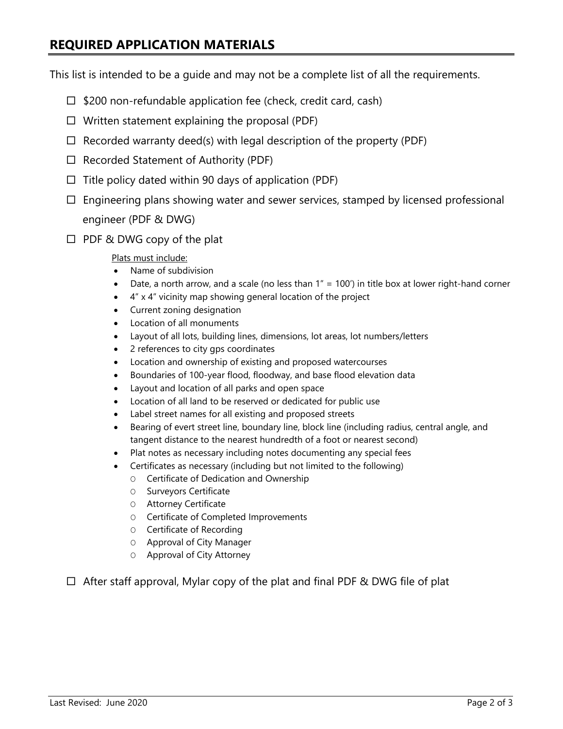## REQUIRED APPLICATION MATERIALS

This list is intended to be a guide and may not be a complete list of all the requirements.

- ☐ $200 non-refundable application fee (check, credit card, cash)
- ☐ Written statement explaining the proposal (PDF)
- ☐ Recorded warranty deed(s) with legal description of the property (PDF)
- ☐ Recorded Statement of Authority (PDF)
- ☐ Title policy dated within 90 days of application (PDF)
- ☐ Engineering plans showing water and sewer services, stamped by licensed professional engineer (PDF & DWG)
- ☐ PDF & DWG copy of the plat

  Plats must include:
  - Name of subdivision
  - Date, a north arrow, and a scale (no less than 1″ = 100′) in title box at lower right-hand corner
  - 4″ x 4″ vicinity map showing general location of the project
  - Current zoning designation
  - Location of all monuments
  - Layout of all lots, building lines, dimensions, lot areas, lot numbers/letters
  - 2 references to city gps coordinates
  - Location and ownership of existing and proposed watercourses
  - Boundaries of 100-year flood, floodway, and base flood elevation data
  - Layout and location of all parks and open space
  - Location of all land to be reserved or dedicated for public use
  - Label street names for all existing and proposed streets
  - Bearing of evert street line, boundary line, block line (including radius, central angle, and tangent distance to the nearest hundredth of a foot or nearest second)
  - Plat notes as necessary including notes documenting any special fees
  - Certificates as necessary (including but not limited to the following)
    - Certificate of Dedication and Ownership
    - Surveyors Certificate
    - Attorney Certificate
    - Certificate of Completed Improvements
    - Certificate of Recording
    - Approval of City Manager
    - Approval of City Attorney

- ☐ After staff approval, Mylar copy of the plat and final PDF & DWG file of plat

Last Revised: June 2020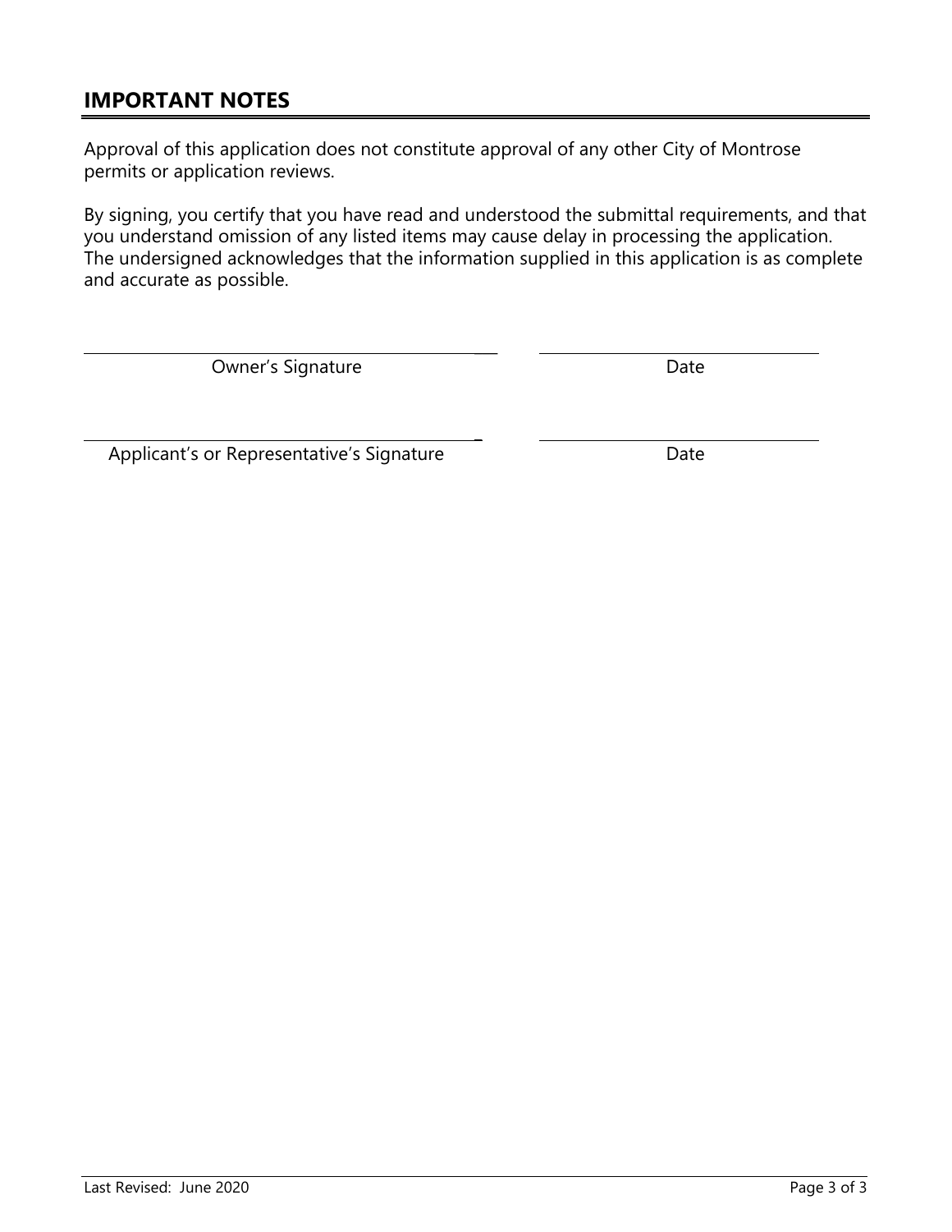## IMPORTANT NOTES

Approval of this application does not constitute approval of any other City of Montrose permits or application reviews.

By signing, you certify that you have read and understood the submittal requirements, and that you understand omission of any listed items may cause delay in processing the application. The undersigned acknowledges that the information supplied in this application is as complete and accurate as possible.

| | |
|---|---|
| Owner's Signature | Date |
| Applicant's or Representative's Signature | Date |

Last Revised: June 2020